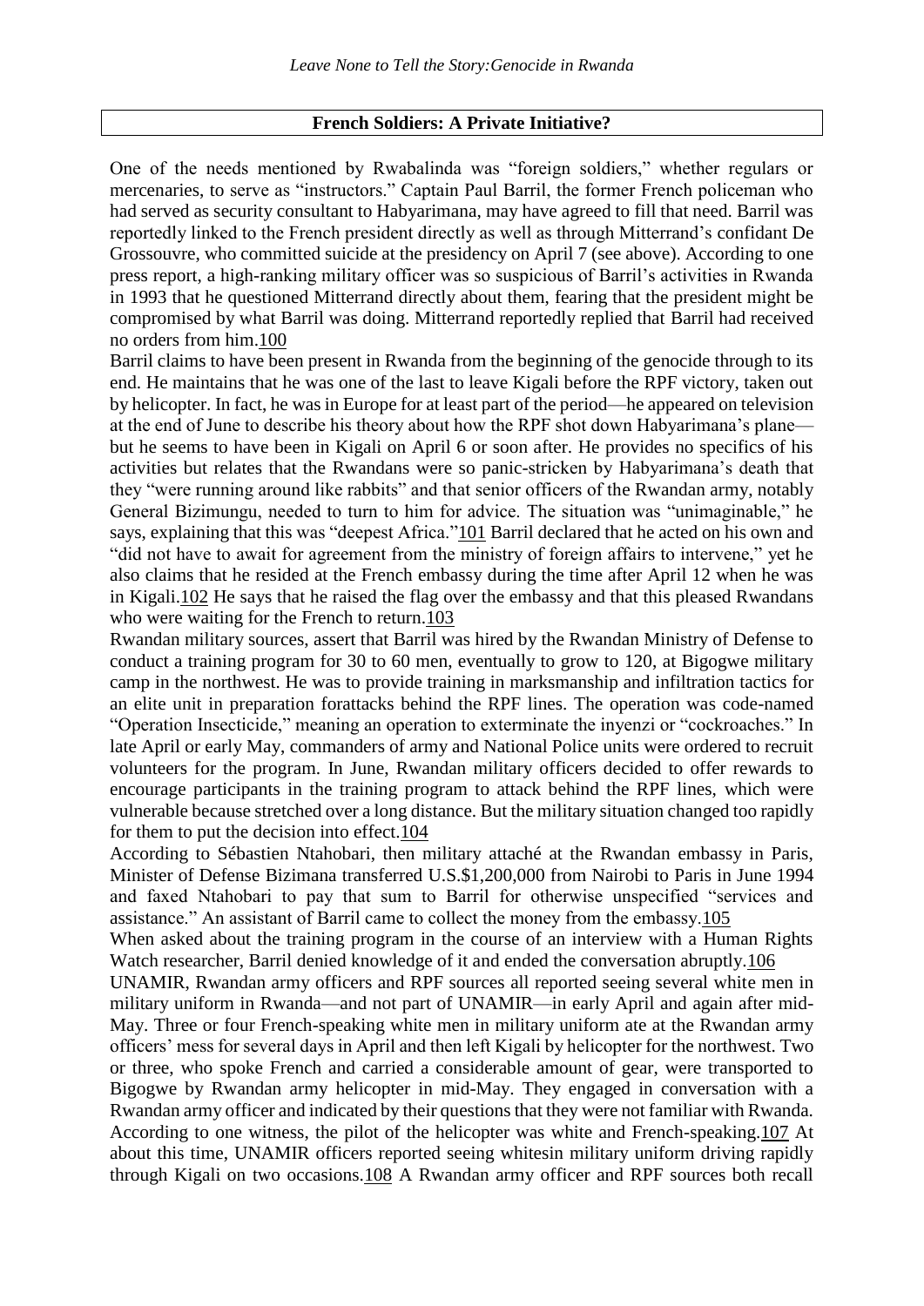## French Soldiers: A Private Initiative?

One of the needs mentioned by Rwabalinda was "foreign soldiers," whether regulars or mercenaries, to serve as "instructors." Captain Paul Barril, the former French policeman who had served as security consultant to Habyarimana, may have agreed to fill that need. Barril was reportedly linked to the French president directly as well as through Mitterrand's confidant De Grossouvre, who committed suicide at the presidency on April 7 (see above). According to one press report, a high-ranking military officer was so suspicious of Barril's activities in Rwanda in 1993 that he questioned Mitterrand directly about them, fearing that the president might be compromised by what Barril was doing. Mitterrand reportedly replied that Barril had received no orders from him.[100]

Barril claims to have been present in Rwanda from the beginning of the genocide through to its end. He maintains that he was one of the last to leave Kigali before the RPF victory, taken out by helicopter. In fact, he was in Europe for at least part of the period—he appeared on television at the end of June to describe his theory about how the RPF shot down Habyarimana's plane—but he seems to have been in Kigali on April 6 or soon after. He provides no specifics of his activities but relates that the Rwandans were so panic-stricken by Habyarimana's death that they "were running around like rabbits" and that senior officers of the Rwandan army, notably General Bizimungu, needed to turn to him for advice. The situation was "unimaginable," he says, explaining that this was "deepest Africa."[101] Barril declared that he acted on his own and "did not have to await for agreement from the ministry of foreign affairs to intervene," yet he also claims that he resided at the French embassy during the time after April 12 when he was in Kigali.[102] He says that he raised the flag over the embassy and that this pleased Rwandans who were waiting for the French to return.[103]

Rwandan military sources, assert that Barril was hired by the Rwandan Ministry of Defense to conduct a training program for 30 to 60 men, eventually to grow to 120, at Bigogwe military camp in the northwest. He was to provide training in marksmanship and infiltration tactics for an elite unit in preparation forattacks behind the RPF lines. The operation was code-named "Operation Insecticide," meaning an operation to exterminate the inyenzi or "cockroaches." In late April or early May, commanders of army and National Police units were ordered to recruit volunteers for the program. In June, Rwandan military officers decided to offer rewards to encourage participants in the training program to attack behind the RPF lines, which were vulnerable because stretched over a long distance. But the military situation changed too rapidly for them to put the decision into effect.[104]

According to Sébastien Ntahobari, then military attaché at the Rwandan embassy in Paris, Minister of Defense Bizimana transferred U.S.$1,200,000 from Nairobi to Paris in June 1994 and faxed Ntahobari to pay that sum to Barril for otherwise unspecified "services and assistance." An assistant of Barril came to collect the money from the embassy.[105]

When asked about the training program in the course of an interview with a Human Rights Watch researcher, Barril denied knowledge of it and ended the conversation abruptly.[106]

UNAMIR, Rwandan army officers and RPF sources all reported seeing several white men in military uniform in Rwanda—and not part of UNAMIR—in early April and again after mid-May. Three or four French-speaking white men in military uniform ate at the Rwandan army officers' mess for several days in April and then left Kigali by helicopter for the northwest. Two or three, who spoke French and carried a considerable amount of gear, were transported to Bigogwe by Rwandan army helicopter in mid-May. They engaged in conversation with a Rwandan army officer and indicated by their questions that they were not familiar with Rwanda. According to one witness, the pilot of the helicopter was white and French-speaking.[107] At about this time, UNAMIR officers reported seeing whitesin military uniform driving rapidly through Kigali on two occasions.[108] A Rwandan army officer and RPF sources both recall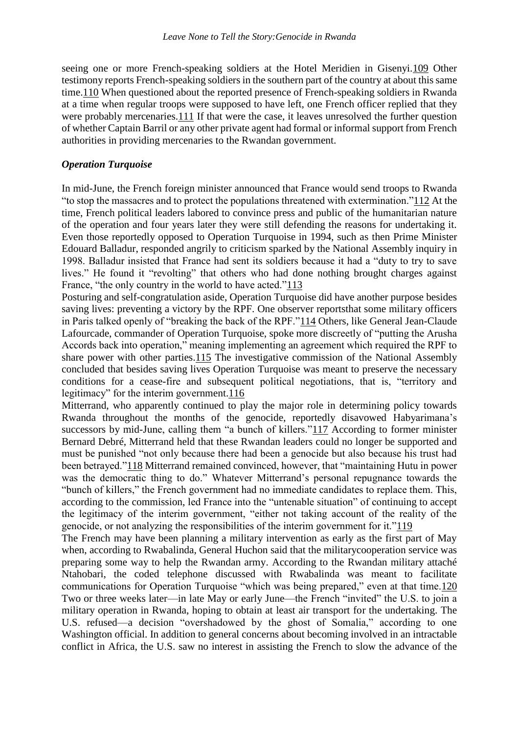seeing one or more French-speaking soldiers at the Hotel Meridien in Gisenyi.[109] Other testimony reports French-speaking soldiers in the southern part of the country at about this same time.[110] When questioned about the reported presence of French-speaking soldiers in Rwanda at a time when regular troops were supposed to have left, one French officer replied that they were probably mercenaries.[111] If that were the case, it leaves unresolved the further question of whether Captain Barril or any other private agent had formal or informal support from French authorities in providing mercenaries to the Rwandan government.

### *Operation Turquoise*

In mid-June, the French foreign minister announced that France would send troops to Rwanda "to stop the massacres and to protect the populations threatened with extermination."[112] At the time, French political leaders labored to convince press and public of the humanitarian nature of the operation and four years later they were still defending the reasons for undertaking it. Even those reportedly opposed to Operation Turquoise in 1994, such as then Prime Minister Edouard Balladur, responded angrily to criticism sparked by the National Assembly inquiry in 1998. Balladur insisted that France had sent its soldiers because it had a "duty to try to save lives." He found it "revolting" that others who had done nothing brought charges against France, "the only country in the world to have acted."[113]

Posturing and self-congratulation aside, Operation Turquoise did have another purpose besides saving lives: preventing a victory by the RPF. One observer reportsthat some military officers in Paris talked openly of "breaking the back of the RPF."[114] Others, like General Jean-Claude Lafourcade, commander of Operation Turquoise, spoke more discreetly of "putting the Arusha Accords back into operation," meaning implementing an agreement which required the RPF to share power with other parties.[115] The investigative commission of the National Assembly concluded that besides saving lives Operation Turquoise was meant to preserve the necessary conditions for a cease-fire and subsequent political negotiations, that is, "territory and legitimacy" for the interim government.[116]

Mitterrand, who apparently continued to play the major role in determining policy towards Rwanda throughout the months of the genocide, reportedly disavowed Habyarimana's successors by mid-June, calling them "a bunch of killers."[117] According to former minister Bernard Debré, Mitterrand held that these Rwandan leaders could no longer be supported and must be punished "not only because there had been a genocide but also because his trust had been betrayed."[118] Mitterrand remained convinced, however, that "maintaining Hutu in power was the democratic thing to do." Whatever Mitterrand's personal repugnance towards the "bunch of killers," the French government had no immediate candidates to replace them. This, according to the commission, led France into the "untenable situation" of continuing to accept the legitimacy of the interim government, "either not taking account of the reality of the genocide, or not analyzing the responsibilities of the interim government for it."[119]

The French may have been planning a military intervention as early as the first part of May when, according to Rwabalinda, General Huchon said that the militarycooperation service was preparing some way to help the Rwandan army. According to the Rwandan military attaché Ntahobari, the coded telephone discussed with Rwabalinda was meant to facilitate communications for Operation Turquoise "which was being prepared," even at that time.[120] Two or three weeks later—in late May or early June—the French "invited" the U.S. to join a military operation in Rwanda, hoping to obtain at least air transport for the undertaking. The U.S. refused—a decision "overshadowed by the ghost of Somalia," according to one Washington official. In addition to general concerns about becoming involved in an intractable conflict in Africa, the U.S. saw no interest in assisting the French to slow the advance of the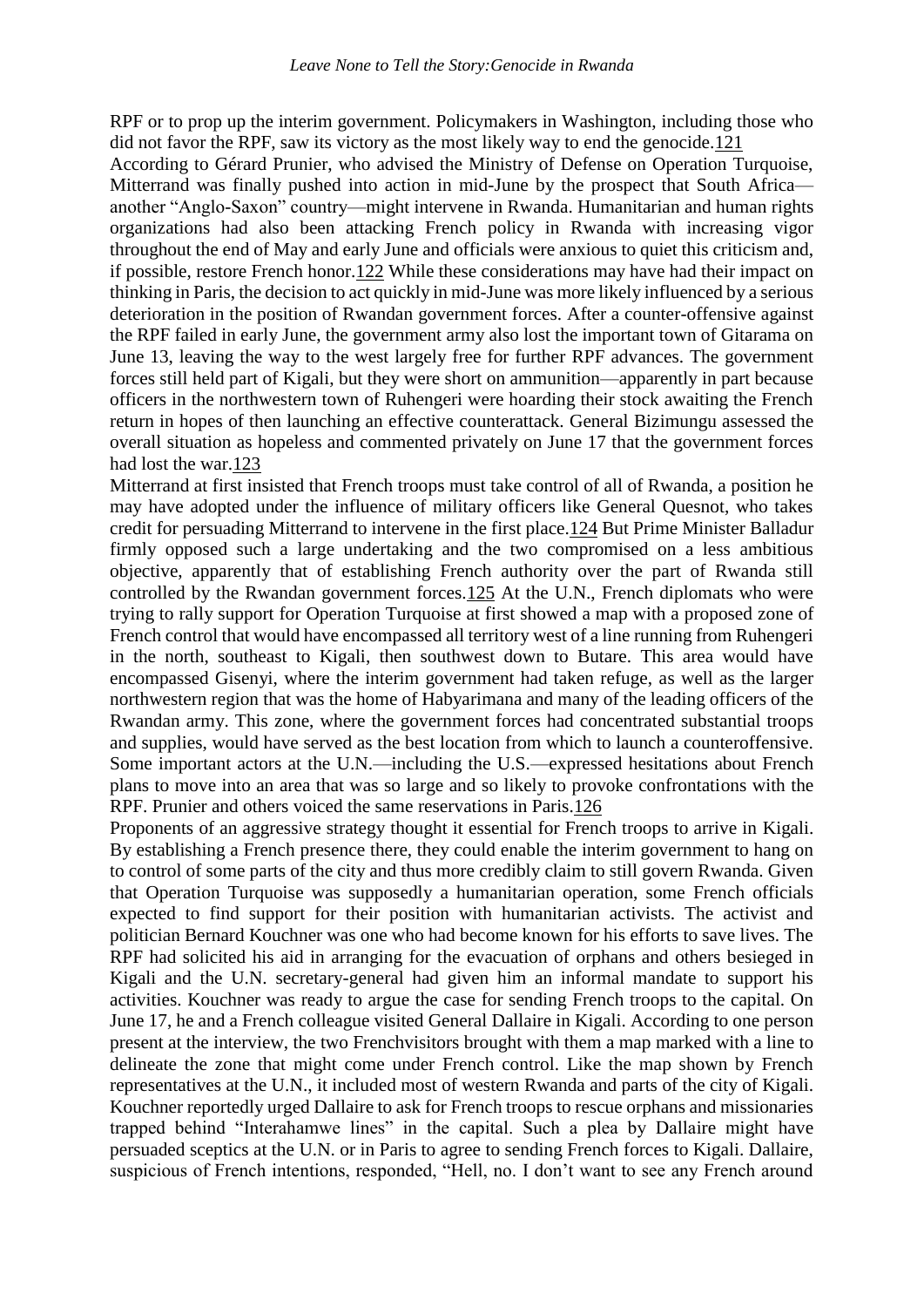RPF or to prop up the interim government. Policymakers in Washington, including those who did not favor the RPF, saw its victory as the most likely way to end the genocide.[121]

According to Gérard Prunier, who advised the Ministry of Defense on Operation Turquoise, Mitterrand was finally pushed into action in mid-June by the prospect that South Africa—another "Anglo-Saxon" country—might intervene in Rwanda. Humanitarian and human rights organizations had also been attacking French policy in Rwanda with increasing vigor throughout the end of May and early June and officials were anxious to quiet this criticism and, if possible, restore French honor.[122] While these considerations may have had their impact on thinking in Paris, the decision to act quickly in mid-June was more likely influenced by a serious deterioration in the position of Rwandan government forces. After a counter-offensive against the RPF failed in early June, the government army also lost the important town of Gitarama on June 13, leaving the way to the west largely free for further RPF advances. The government forces still held part of Kigali, but they were short on ammunition—apparently in part because officers in the northwestern town of Ruhengeri were hoarding their stock awaiting the French return in hopes of then launching an effective counterattack. General Bizimungu assessed the overall situation as hopeless and commented privately on June 17 that the government forces had lost the war.[123]

Mitterrand at first insisted that French troops must take control of all of Rwanda, a position he may have adopted under the influence of military officers like General Quesnot, who takes credit for persuading Mitterrand to intervene in the first place.[124] But Prime Minister Balladur firmly opposed such a large undertaking and the two compromised on a less ambitious objective, apparently that of establishing French authority over the part of Rwanda still controlled by the Rwandan government forces.[125] At the U.N., French diplomats who were trying to rally support for Operation Turquoise at first showed a map with a proposed zone of French control that would have encompassed all territory west of a line running from Ruhengeri in the north, southeast to Kigali, then southwest down to Butare. This area would have encompassed Gisenyi, where the interim government had taken refuge, as well as the larger northwestern region that was the home of Habyarimana and many of the leading officers of the Rwandan army. This zone, where the government forces had concentrated substantial troops and supplies, would have served as the best location from which to launch a counteroffensive. Some important actors at the U.N.—including the U.S.—expressed hesitations about French plans to move into an area that was so large and so likely to provoke confrontations with the RPF. Prunier and others voiced the same reservations in Paris.[126]

Proponents of an aggressive strategy thought it essential for French troops to arrive in Kigali. By establishing a French presence there, they could enable the interim government to hang on to control of some parts of the city and thus more credibly claim to still govern Rwanda. Given that Operation Turquoise was supposedly a humanitarian operation, some French officials expected to find support for their position with humanitarian activists. The activist and politician Bernard Kouchner was one who had become known for his efforts to save lives. The RPF had solicited his aid in arranging for the evacuation of orphans and others besieged in Kigali and the U.N. secretary-general had given him an informal mandate to support his activities. Kouchner was ready to argue the case for sending French troops to the capital. On June 17, he and a French colleague visited General Dallaire in Kigali. According to one person present at the interview, the two Frenchvisitors brought with them a map marked with a line to delineate the zone that might come under French control. Like the map shown by French representatives at the U.N., it included most of western Rwanda and parts of the city of Kigali. Kouchner reportedly urged Dallaire to ask for French troops to rescue orphans and missionaries trapped behind "Interahamwe lines" in the capital. Such a plea by Dallaire might have persuaded sceptics at the U.N. or in Paris to agree to sending French forces to Kigali. Dallaire, suspicious of French intentions, responded, "Hell, no. I don't want to see any French around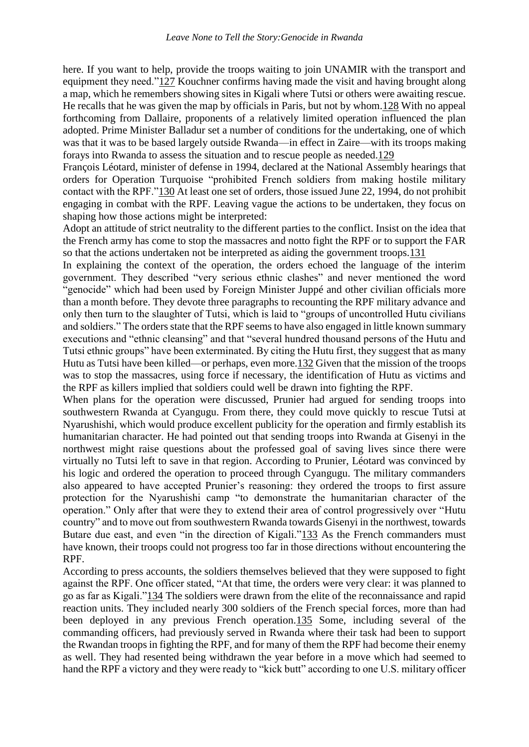here. If you want to help, provide the troops waiting to join UNAMIR with the transport and equipment they need."[127] Kouchner confirms having made the visit and having brought along a map, which he remembers showing sites in Kigali where Tutsi or others were awaiting rescue. He recalls that he was given the map by officials in Paris, but not by whom.[128] With no appeal forthcoming from Dallaire, proponents of a relatively limited operation influenced the plan adopted. Prime Minister Balladur set a number of conditions for the undertaking, one of which was that it was to be based largely outside Rwanda—in effect in Zaire—with its troops making forays into Rwanda to assess the situation and to rescue people as needed.[129]

François Léotard, minister of defense in 1994, declared at the National Assembly hearings that orders for Operation Turquoise "prohibited French soldiers from making hostile military contact with the RPF."[130] At least one set of orders, those issued June 22, 1994, do not prohibit engaging in combat with the RPF. Leaving vague the actions to be undertaken, they focus on shaping how those actions might be interpreted:

Adopt an attitude of strict neutrality to the different parties to the conflict. Insist on the idea that the French army has come to stop the massacres and notto fight the RPF or to support the FAR so that the actions undertaken not be interpreted as aiding the government troops.[131]

In explaining the context of the operation, the orders echoed the language of the interim government. They described "very serious ethnic clashes" and never mentioned the word "genocide" which had been used by Foreign Minister Juppé and other civilian officials more than a month before. They devote three paragraphs to recounting the RPF military advance and only then turn to the slaughter of Tutsi, which is laid to "groups of uncontrolled Hutu civilians and soldiers." The orders state that the RPF seems to have also engaged in little known summary executions and "ethnic cleansing" and that "several hundred thousand persons of the Hutu and Tutsi ethnic groups" have been exterminated. By citing the Hutu first, they suggest that as many Hutu as Tutsi have been killed—or perhaps, even more.[132] Given that the mission of the troops was to stop the massacres, using force if necessary, the identification of Hutu as victims and the RPF as killers implied that soldiers could well be drawn into fighting the RPF.

When plans for the operation were discussed, Prunier had argued for sending troops into southwestern Rwanda at Cyangugu. From there, they could move quickly to rescue Tutsi at Nyarushishi, which would produce excellent publicity for the operation and firmly establish its humanitarian character. He had pointed out that sending troops into Rwanda at Gisenyi in the northwest might raise questions about the professed goal of saving lives since there were virtually no Tutsi left to save in that region. According to Prunier, Léotard was convinced by his logic and ordered the operation to proceed through Cyangugu. The military commanders also appeared to have accepted Prunier's reasoning: they ordered the troops to first assure protection for the Nyarushishi camp "to demonstrate the humanitarian character of the operation." Only after that were they to extend their area of control progressively over "Hutu country" and to move out from southwestern Rwanda towards Gisenyi in the northwest, towards Butare due east, and even "in the direction of Kigali."[133] As the French commanders must have known, their troops could not progress too far in those directions without encountering the RPF.

According to press accounts, the soldiers themselves believed that they were supposed to fight against the RPF. One officer stated, "At that time, the orders were very clear: it was planned to go as far as Kigali."[134] The soldiers were drawn from the elite of the reconnaissance and rapid reaction units. They included nearly 300 soldiers of the French special forces, more than had been deployed in any previous French operation.[135] Some, including several of the commanding officers, had previously served in Rwanda where their task had been to support the Rwandan troops in fighting the RPF, and for many of them the RPF had become their enemy as well. They had resented being withdrawn the year before in a move which had seemed to hand the RPF a victory and they were ready to "kick butt" according to one U.S. military officer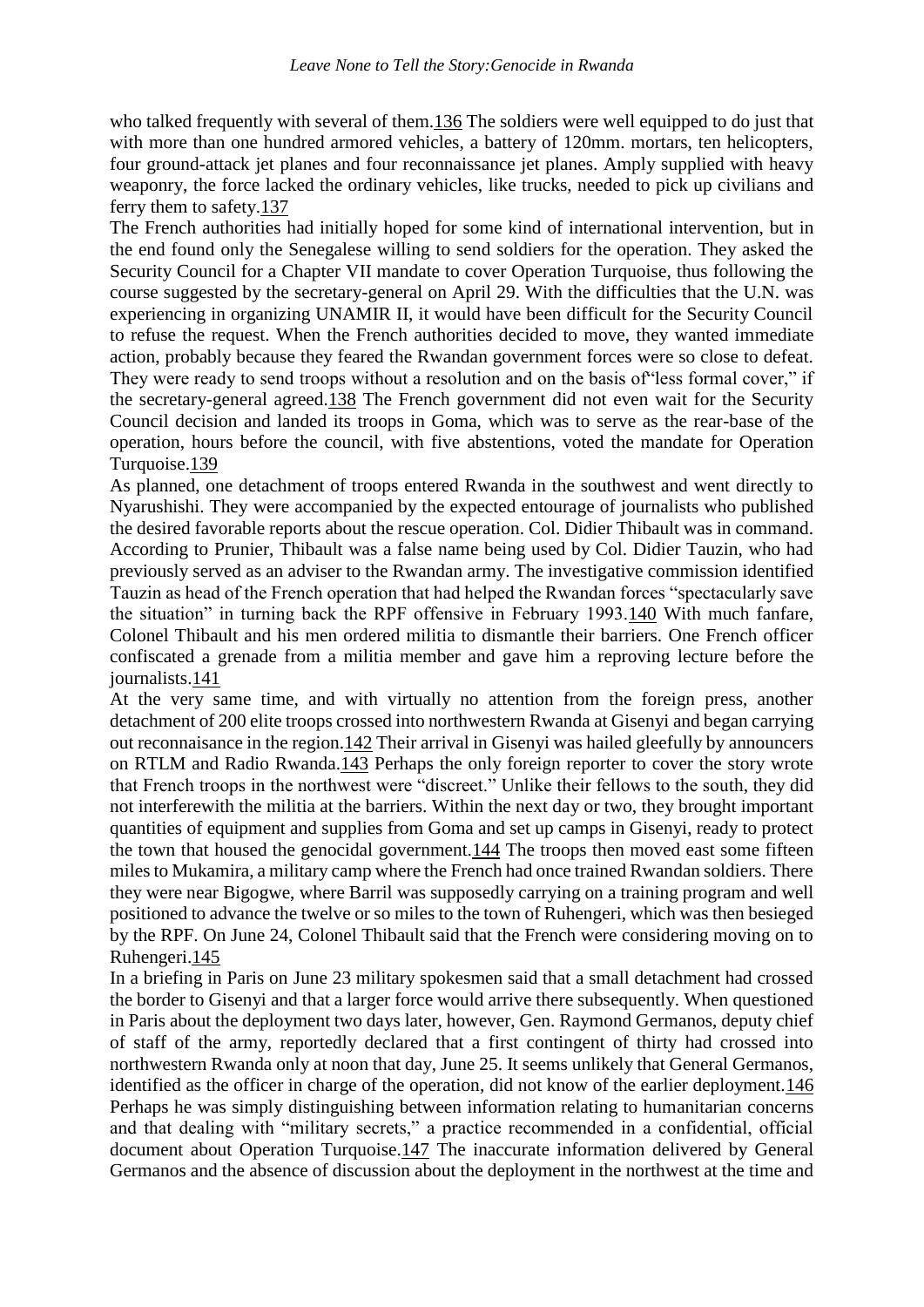who talked frequently with several of them.[136] The soldiers were well equipped to do just that with more than one hundred armored vehicles, a battery of 120mm. mortars, ten helicopters, four ground-attack jet planes and four reconnaissance jet planes. Amply supplied with heavy weaponry, the force lacked the ordinary vehicles, like trucks, needed to pick up civilians and ferry them to safety.[137]

The French authorities had initially hoped for some kind of international intervention, but in the end found only the Senegalese willing to send soldiers for the operation. They asked the Security Council for a Chapter VII mandate to cover Operation Turquoise, thus following the course suggested by the secretary-general on April 29. With the difficulties that the U.N. was experiencing in organizing UNAMIR II, it would have been difficult for the Security Council to refuse the request. When the French authorities decided to move, they wanted immediate action, probably because they feared the Rwandan government forces were so close to defeat. They were ready to send troops without a resolution and on the basis of"less formal cover," if the secretary-general agreed.[138] The French government did not even wait for the Security Council decision and landed its troops in Goma, which was to serve as the rear-base of the operation, hours before the council, with five abstentions, voted the mandate for Operation Turquoise.[139]

As planned, one detachment of troops entered Rwanda in the southwest and went directly to Nyarushishi. They were accompanied by the expected entourage of journalists who published the desired favorable reports about the rescue operation. Col. Didier Thibault was in command. According to Prunier, Thibault was a false name being used by Col. Didier Tauzin, who had previously served as an adviser to the Rwandan army. The investigative commission identified Tauzin as head of the French operation that had helped the Rwandan forces "spectacularly save the situation" in turning back the RPF offensive in February 1993.[140] With much fanfare, Colonel Thibault and his men ordered militia to dismantle their barriers. One French officer confiscated a grenade from a militia member and gave him a reproving lecture before the journalists.[141]

At the very same time, and with virtually no attention from the foreign press, another detachment of 200 elite troops crossed into northwestern Rwanda at Gisenyi and began carrying out reconnaisance in the region.[142] Their arrival in Gisenyi was hailed gleefully by announcers on RTLM and Radio Rwanda.[143] Perhaps the only foreign reporter to cover the story wrote that French troops in the northwest were "discreet." Unlike their fellows to the south, they did not interferewith the militia at the barriers. Within the next day or two, they brought important quantities of equipment and supplies from Goma and set up camps in Gisenyi, ready to protect the town that housed the genocidal government.[144] The troops then moved east some fifteen miles to Mukamira, a military camp where the French had once trained Rwandan soldiers. There they were near Bigogwe, where Barril was supposedly carrying on a training program and well positioned to advance the twelve or so miles to the town of Ruhengeri, which was then besieged by the RPF. On June 24, Colonel Thibault said that the French were considering moving on to Ruhengeri.[145]

In a briefing in Paris on June 23 military spokesmen said that a small detachment had crossed the border to Gisenyi and that a larger force would arrive there subsequently. When questioned in Paris about the deployment two days later, however, Gen. Raymond Germanos, deputy chief of staff of the army, reportedly declared that a first contingent of thirty had crossed into northwestern Rwanda only at noon that day, June 25. It seems unlikely that General Germanos, identified as the officer in charge of the operation, did not know of the earlier deployment.[146] Perhaps he was simply distinguishing between information relating to humanitarian concerns and that dealing with "military secrets," a practice recommended in a confidential, official document about Operation Turquoise.[147] The inaccurate information delivered by General Germanos and the absence of discussion about the deployment in the northwest at the time and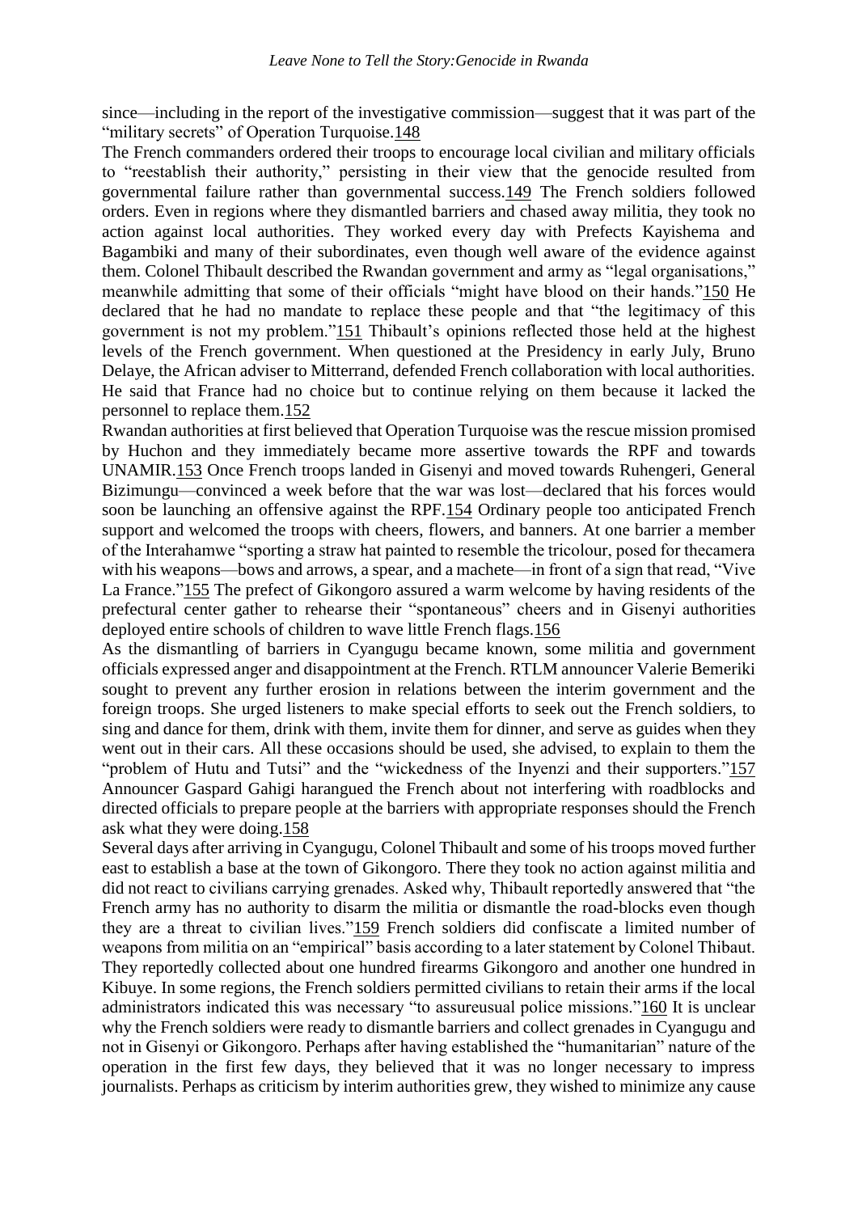since—including in the report of the investigative commission—suggest that it was part of the "military secrets" of Operation Turquoise.148

The French commanders ordered their troops to encourage local civilian and military officials to "reestablish their authority," persisting in their view that the genocide resulted from governmental failure rather than governmental success.149 The French soldiers followed orders. Even in regions where they dismantled barriers and chased away militia, they took no action against local authorities. They worked every day with Prefects Kayishema and Bagambiki and many of their subordinates, even though well aware of the evidence against them. Colonel Thibault described the Rwandan government and army as "legal organisations," meanwhile admitting that some of their officials "might have blood on their hands."150 He declared that he had no mandate to replace these people and that "the legitimacy of this government is not my problem."151 Thibault's opinions reflected those held at the highest levels of the French government. When questioned at the Presidency in early July, Bruno Delaye, the African adviser to Mitterrand, defended French collaboration with local authorities. He said that France had no choice but to continue relying on them because it lacked the personnel to replace them.152

Rwandan authorities at first believed that Operation Turquoise was the rescue mission promised by Huchon and they immediately became more assertive towards the RPF and towards UNAMIR.153 Once French troops landed in Gisenyi and moved towards Ruhengeri, General Bizimungu—convinced a week before that the war was lost—declared that his forces would soon be launching an offensive against the RPF.154 Ordinary people too anticipated French support and welcomed the troops with cheers, flowers, and banners. At one barrier a member of the Interahamwe "sporting a straw hat painted to resemble the tricolour, posed for thecamera with his weapons—bows and arrows, a spear, and a machete—in front of a sign that read, "Vive La France."155 The prefect of Gikongoro assured a warm welcome by having residents of the prefectural center gather to rehearse their "spontaneous" cheers and in Gisenyi authorities deployed entire schools of children to wave little French flags.156

As the dismantling of barriers in Cyangugu became known, some militia and government officials expressed anger and disappointment at the French. RTLM announcer Valerie Bemeriki sought to prevent any further erosion in relations between the interim government and the foreign troops. She urged listeners to make special efforts to seek out the French soldiers, to sing and dance for them, drink with them, invite them for dinner, and serve as guides when they went out in their cars. All these occasions should be used, she advised, to explain to them the "problem of Hutu and Tutsi" and the "wickedness of the Inyenzi and their supporters."157 Announcer Gaspard Gahigi harangued the French about not interfering with roadblocks and directed officials to prepare people at the barriers with appropriate responses should the French ask what they were doing.158

Several days after arriving in Cyangugu, Colonel Thibault and some of his troops moved further east to establish a base at the town of Gikongoro. There they took no action against militia and did not react to civilians carrying grenades. Asked why, Thibault reportedly answered that "the French army has no authority to disarm the militia or dismantle the road-blocks even though they are a threat to civilian lives."159 French soldiers did confiscate a limited number of weapons from militia on an "empirical" basis according to a later statement by Colonel Thibaut. They reportedly collected about one hundred firearms Gikongoro and another one hundred in Kibuye. In some regions, the French soldiers permitted civilians to retain their arms if the local administrators indicated this was necessary "to assureusual police missions."160 It is unclear why the French soldiers were ready to dismantle barriers and collect grenades in Cyangugu and not in Gisenyi or Gikongoro. Perhaps after having established the "humanitarian" nature of the operation in the first few days, they believed that it was no longer necessary to impress journalists. Perhaps as criticism by interim authorities grew, they wished to minimize any cause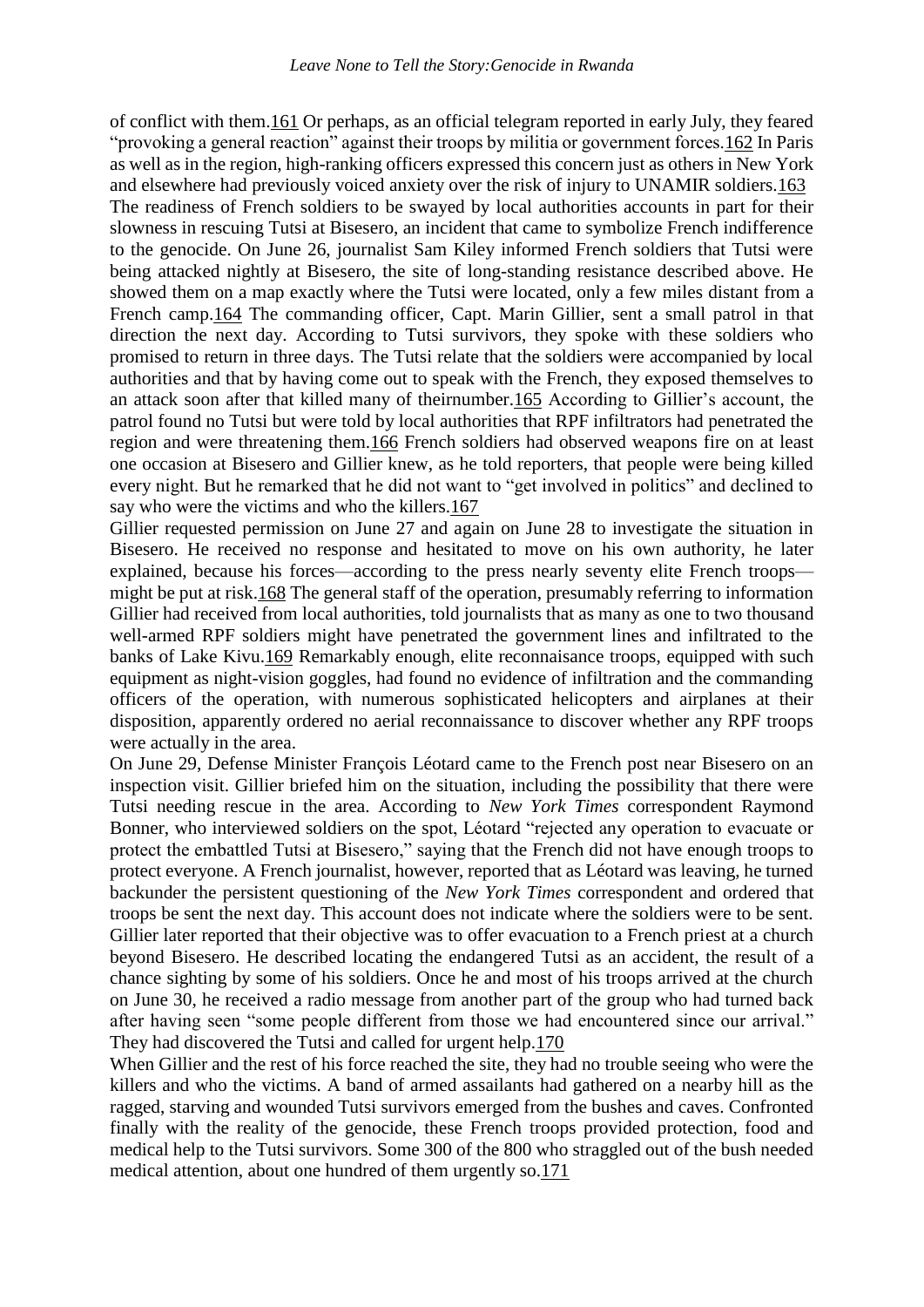of conflict with them.[161] Or perhaps, as an official telegram reported in early July, they feared "provoking a general reaction" against their troops by militia or government forces.[162] In Paris as well as in the region, high-ranking officers expressed this concern just as others in New York and elsewhere had previously voiced anxiety over the risk of injury to UNAMIR soldiers.[163]

The readiness of French soldiers to be swayed by local authorities accounts in part for their slowness in rescuing Tutsi at Bisesero, an incident that came to symbolize French indifference to the genocide. On June 26, journalist Sam Kiley informed French soldiers that Tutsi were being attacked nightly at Bisesero, the site of long-standing resistance described above. He showed them on a map exactly where the Tutsi were located, only a few miles distant from a French camp.[164] The commanding officer, Capt. Marin Gillier, sent a small patrol in that direction the next day. According to Tutsi survivors, they spoke with these soldiers who promised to return in three days. The Tutsi relate that the soldiers were accompanied by local authorities and that by having come out to speak with the French, they exposed themselves to an attack soon after that killed many of theirnumber.[165] According to Gillier's account, the patrol found no Tutsi but were told by local authorities that RPF infiltrators had penetrated the region and were threatening them.[166] French soldiers had observed weapons fire on at least one occasion at Bisesero and Gillier knew, as he told reporters, that people were being killed every night. But he remarked that he did not want to "get involved in politics" and declined to say who were the victims and who the killers.[167]

Gillier requested permission on June 27 and again on June 28 to investigate the situation in Bisesero. He received no response and hesitated to move on his own authority, he later explained, because his forces—according to the press nearly seventy elite French troops—might be put at risk.[168] The general staff of the operation, presumably referring to information Gillier had received from local authorities, told journalists that as many as one to two thousand well-armed RPF soldiers might have penetrated the government lines and infiltrated to the banks of Lake Kivu.[169] Remarkably enough, elite reconnaisance troops, equipped with such equipment as night-vision goggles, had found no evidence of infiltration and the commanding officers of the operation, with numerous sophisticated helicopters and airplanes at their disposition, apparently ordered no aerial reconnaissance to discover whether any RPF troops were actually in the area.

On June 29, Defense Minister François Léotard came to the French post near Bisesero on an inspection visit. Gillier briefed him on the situation, including the possibility that there were Tutsi needing rescue in the area. According to *New York Times* correspondent Raymond Bonner, who interviewed soldiers on the spot, Léotard "rejected any operation to evacuate or protect the embattled Tutsi at Bisesero," saying that the French did not have enough troops to protect everyone. A French journalist, however, reported that as Léotard was leaving, he turned backunder the persistent questioning of the *New York Times* correspondent and ordered that troops be sent the next day. This account does not indicate where the soldiers were to be sent. Gillier later reported that their objective was to offer evacuation to a French priest at a church beyond Bisesero. He described locating the endangered Tutsi as an accident, the result of a chance sighting by some of his soldiers. Once he and most of his troops arrived at the church on June 30, he received a radio message from another part of the group who had turned back after having seen "some people different from those we had encountered since our arrival." They had discovered the Tutsi and called for urgent help.[170]

When Gillier and the rest of his force reached the site, they had no trouble seeing who were the killers and who the victims. A band of armed assailants had gathered on a nearby hill as the ragged, starving and wounded Tutsi survivors emerged from the bushes and caves. Confronted finally with the reality of the genocide, these French troops provided protection, food and medical help to the Tutsi survivors. Some 300 of the 800 who straggled out of the bush needed medical attention, about one hundred of them urgently so.[171]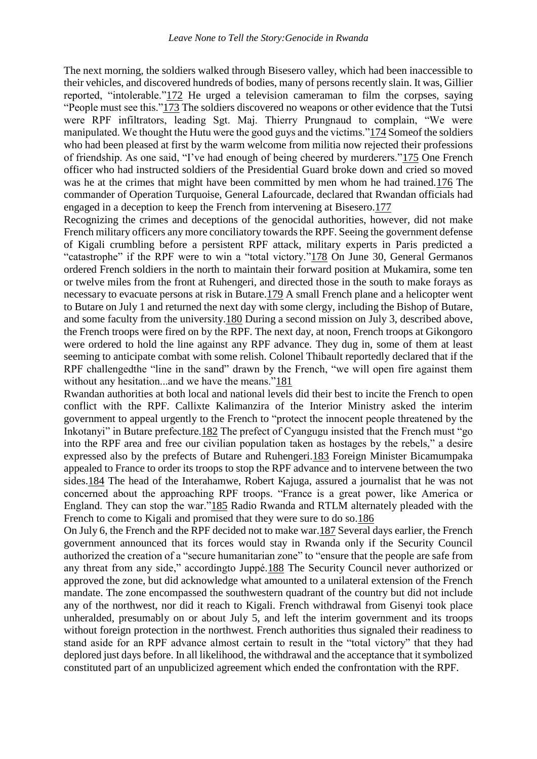The next morning, the soldiers walked through Bisesero valley, which had been inaccessible to their vehicles, and discovered hundreds of bodies, many of persons recently slain. It was, Gillier reported, "intolerable."[172] He urged a television cameraman to film the corpses, saying "People must see this."[173] The soldiers discovered no weapons or other evidence that the Tutsi were RPF infiltrators, leading Sgt. Maj. Thierry Prungnaud to complain, "We were manipulated. We thought the Hutu were the good guys and the victims."[174] Someof the soldiers who had been pleased at first by the warm welcome from militia now rejected their professions of friendship. As one said, "I've had enough of being cheered by murderers."[175] One French officer who had instructed soldiers of the Presidential Guard broke down and cried so moved was he at the crimes that might have been committed by men whom he had trained.[176] The commander of Operation Turquoise, General Lafourcade, declared that Rwandan officials had engaged in a deception to keep the French from intervening at Bisesero.[177]

Recognizing the crimes and deceptions of the genocidal authorities, however, did not make French military officers any more conciliatory towards the RPF. Seeing the government defense of Kigali crumbling before a persistent RPF attack, military experts in Paris predicted a "catastrophe" if the RPF were to win a "total victory."[178] On June 30, General Germanos ordered French soldiers in the north to maintain their forward position at Mukamira, some ten or twelve miles from the front at Ruhengeri, and directed those in the south to make forays as necessary to evacuate persons at risk in Butare.[179] A small French plane and a helicopter went to Butare on July 1 and returned the next day with some clergy, including the Bishop of Butare, and some faculty from the university.[180] During a second mission on July 3, described above, the French troops were fired on by the RPF. The next day, at noon, French troops at Gikongoro were ordered to hold the line against any RPF advance. They dug in, some of them at least seeming to anticipate combat with some relish. Colonel Thibault reportedly declared that if the RPF challengedthe "line in the sand" drawn by the French, "we will open fire against them without any hesitation...and we have the means."[181]

Rwandan authorities at both local and national levels did their best to incite the French to open conflict with the RPF. Callixte Kalimanzira of the Interior Ministry asked the interim government to appeal urgently to the French to "protect the innocent people threatened by the Inkotanyi" in Butare prefecture.[182] The prefect of Cyangugu insisted that the French must "go into the RPF area and free our civilian population taken as hostages by the rebels," a desire expressed also by the prefects of Butare and Ruhengeri.[183] Foreign Minister Bicamumpaka appealed to France to order its troops to stop the RPF advance and to intervene between the two sides.[184] The head of the Interahamwe, Robert Kajuga, assured a journalist that he was not concerned about the approaching RPF troops. "France is a great power, like America or England. They can stop the war."[185] Radio Rwanda and RTLM alternately pleaded with the French to come to Kigali and promised that they were sure to do so.[186]

On July 6, the French and the RPF decided not to make war.[187] Several days earlier, the French government announced that its forces would stay in Rwanda only if the Security Council authorized the creation of a "secure humanitarian zone" to "ensure that the people are safe from any threat from any side," accordingto Juppé.[188] The Security Council never authorized or approved the zone, but did acknowledge what amounted to a unilateral extension of the French mandate. The zone encompassed the southwestern quadrant of the country but did not include any of the northwest, nor did it reach to Kigali. French withdrawal from Gisenyi took place unheralded, presumably on or about July 5, and left the interim government and its troops without foreign protection in the northwest. French authorities thus signaled their readiness to stand aside for an RPF advance almost certain to result in the "total victory" that they had deplored just days before. In all likelihood, the withdrawal and the acceptance that it symbolized constituted part of an unpublicized agreement which ended the confrontation with the RPF.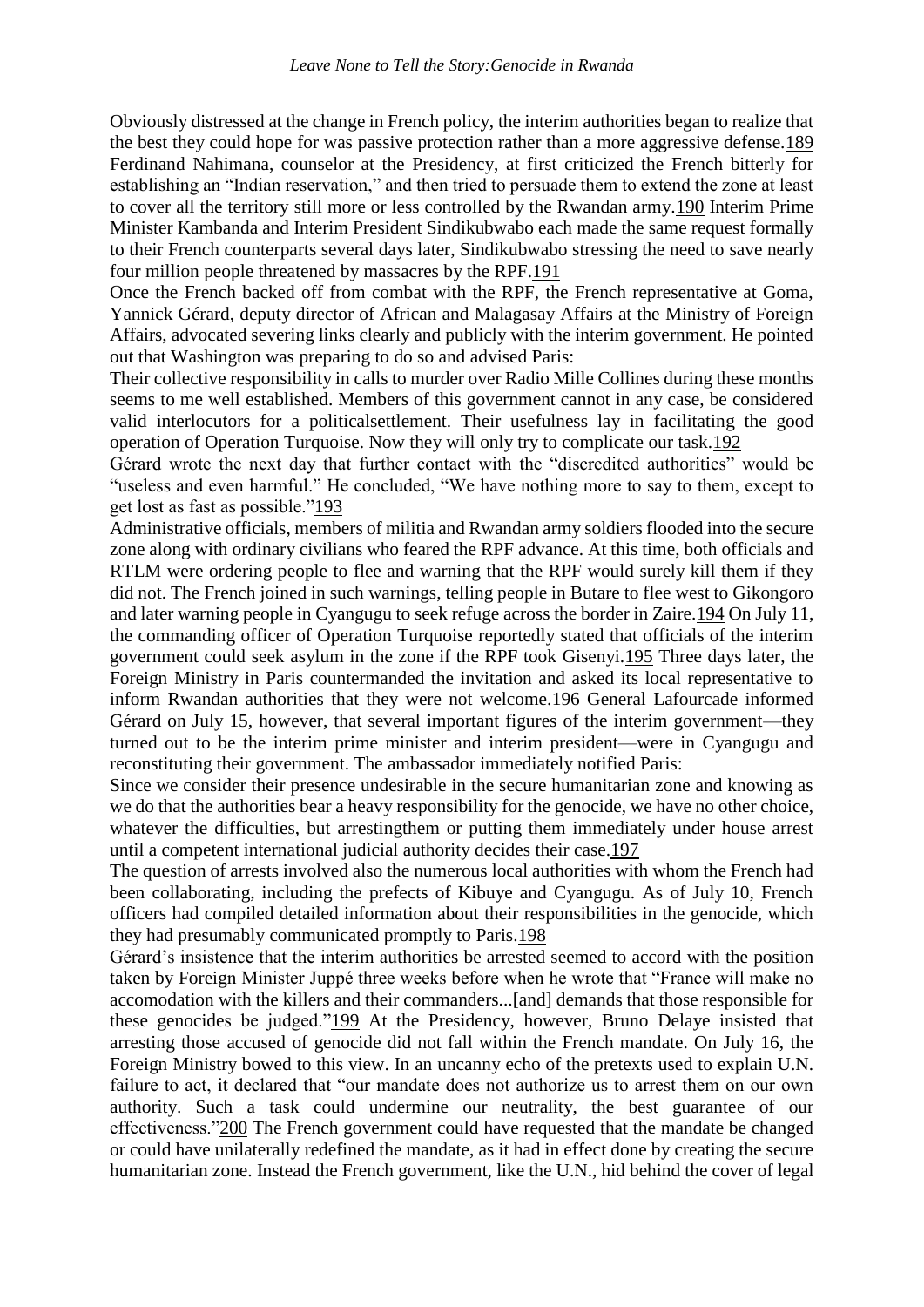Obviously distressed at the change in French policy, the interim authorities began to realize that the best they could hope for was passive protection rather than a more aggressive defense.[189] Ferdinand Nahimana, counselor at the Presidency, at first criticized the French bitterly for establishing an "Indian reservation," and then tried to persuade them to extend the zone at least to cover all the territory still more or less controlled by the Rwandan army.[190] Interim Prime Minister Kambanda and Interim President Sindikubwabo each made the same request formally to their French counterparts several days later, Sindikubwabo stressing the need to save nearly four million people threatened by massacres by the RPF.[191]

Once the French backed off from combat with the RPF, the French representative at Goma, Yannick Gérard, deputy director of African and Malagasay Affairs at the Ministry of Foreign Affairs, advocated severing links clearly and publicly with the interim government. He pointed out that Washington was preparing to do so and advised Paris:

Their collective responsibility in calls to murder over Radio Mille Collines during these months seems to me well established. Members of this government cannot in any case, be considered valid interlocutors for a politicalsettlement. Their usefulness lay in facilitating the good operation of Operation Turquoise. Now they will only try to complicate our task.[192]

Gérard wrote the next day that further contact with the "discredited authorities" would be "useless and even harmful." He concluded, "We have nothing more to say to them, except to get lost as fast as possible."[193]

Administrative officials, members of militia and Rwandan army soldiers flooded into the secure zone along with ordinary civilians who feared the RPF advance. At this time, both officials and RTLM were ordering people to flee and warning that the RPF would surely kill them if they did not. The French joined in such warnings, telling people in Butare to flee west to Gikongoro and later warning people in Cyangugu to seek refuge across the border in Zaire.[194] On July 11, the commanding officer of Operation Turquoise reportedly stated that officials of the interim government could seek asylum in the zone if the RPF took Gisenyi.[195] Three days later, the Foreign Ministry in Paris countermanded the invitation and asked its local representative to inform Rwandan authorities that they were not welcome.[196] General Lafourcade informed Gérard on July 15, however, that several important figures of the interim government—they turned out to be the interim prime minister and interim president—were in Cyangugu and reconstituting their government. The ambassador immediately notified Paris:

Since we consider their presence undesirable in the secure humanitarian zone and knowing as we do that the authorities bear a heavy responsibility for the genocide, we have no other choice, whatever the difficulties, but arrestingthem or putting them immediately under house arrest until a competent international judicial authority decides their case.[197]

The question of arrests involved also the numerous local authorities with whom the French had been collaborating, including the prefects of Kibuye and Cyangugu. As of July 10, French officers had compiled detailed information about their responsibilities in the genocide, which they had presumably communicated promptly to Paris.[198]

Gérard's insistence that the interim authorities be arrested seemed to accord with the position taken by Foreign Minister Juppé three weeks before when he wrote that "France will make no accomodation with the killers and their commanders...[and] demands that those responsible for these genocides be judged."[199] At the Presidency, however, Bruno Delaye insisted that arresting those accused of genocide did not fall within the French mandate. On July 16, the Foreign Ministry bowed to this view. In an uncanny echo of the pretexts used to explain U.N. failure to act, it declared that "our mandate does not authorize us to arrest them on our own authority. Such a task could undermine our neutrality, the best guarantee of our effectiveness."[200] The French government could have requested that the mandate be changed or could have unilaterally redefined the mandate, as it had in effect done by creating the secure humanitarian zone. Instead the French government, like the U.N., hid behind the cover of legal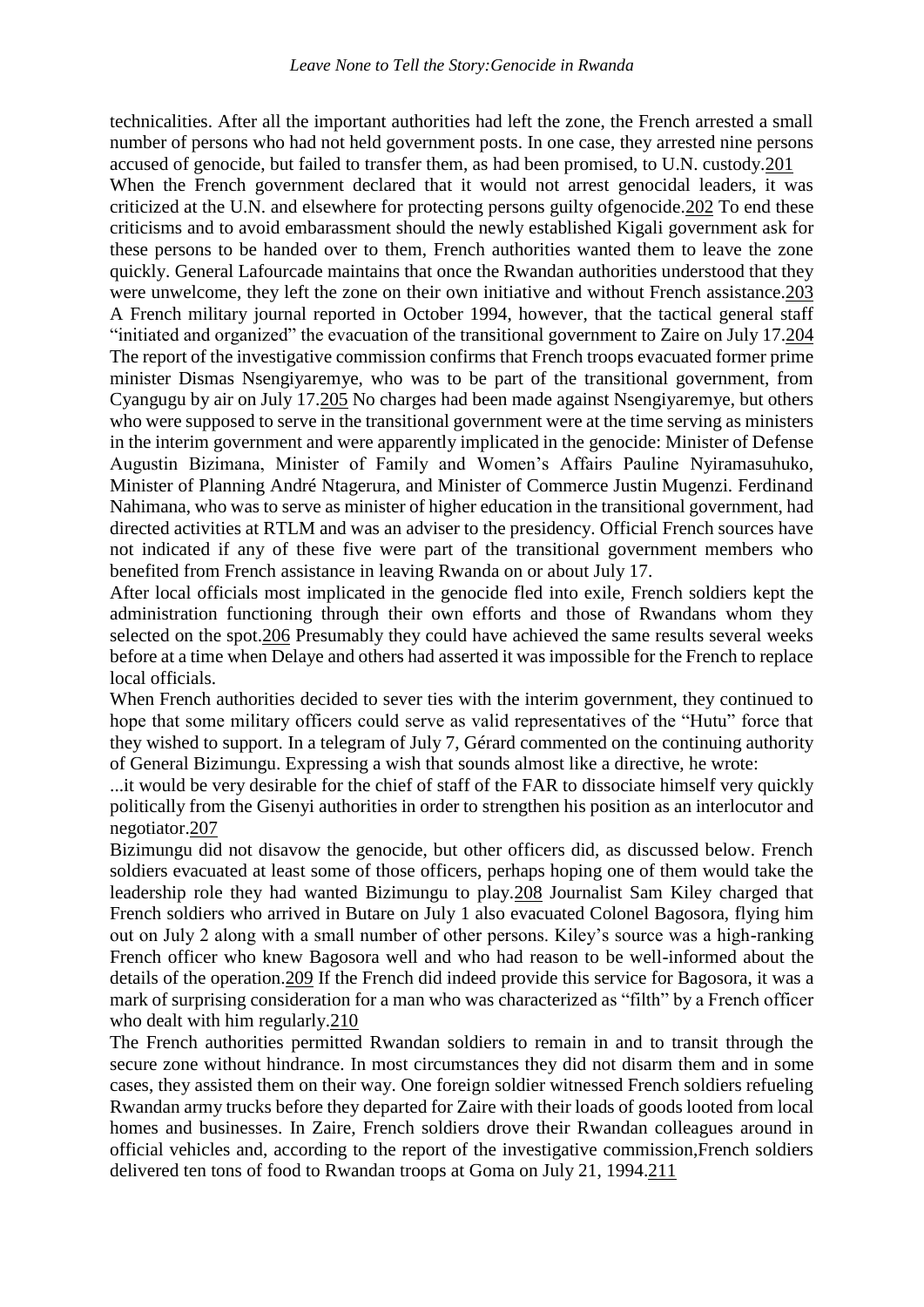technicalities. After all the important authorities had left the zone, the French arrested a small number of persons who had not held government posts. In one case, they arrested nine persons accused of genocide, but failed to transfer them, as had been promised, to U.N. custody.[201]

When the French government declared that it would not arrest genocidal leaders, it was criticized at the U.N. and elsewhere for protecting persons guilty ofgenocide.[202] To end these criticisms and to avoid embarassment should the newly established Kigali government ask for these persons to be handed over to them, French authorities wanted them to leave the zone quickly. General Lafourcade maintains that once the Rwandan authorities understood that they were unwelcome, they left the zone on their own initiative and without French assistance.[203] A French military journal reported in October 1994, however, that the tactical general staff "initiated and organized" the evacuation of the transitional government to Zaire on July 17.[204] The report of the investigative commission confirms that French troops evacuated former prime minister Dismas Nsengiyaremye, who was to be part of the transitional government, from Cyangugu by air on July 17.[205] No charges had been made against Nsengiyaremye, but others who were supposed to serve in the transitional government were at the time serving as ministers in the interim government and were apparently implicated in the genocide: Minister of Defense Augustin Bizimana, Minister of Family and Women's Affairs Pauline Nyiramasuhuko, Minister of Planning André Ntagerura, and Minister of Commerce Justin Mugenzi. Ferdinand Nahimana, who was to serve as minister of higher education in the transitional government, had directed activities at RTLM and was an adviser to the presidency. Official French sources have not indicated if any of these five were part of the transitional government members who benefited from French assistance in leaving Rwanda on or about July 17.

After local officials most implicated in the genocide fled into exile, French soldiers kept the administration functioning through their own efforts and those of Rwandans whom they selected on the spot.[206] Presumably they could have achieved the same results several weeks before at a time when Delaye and others had asserted it was impossible for the French to replace local officials.

When French authorities decided to sever ties with the interim government, they continued to hope that some military officers could serve as valid representatives of the "Hutu" force that they wished to support. In a telegram of July 7, Gérard commented on the continuing authority of General Bizimungu. Expressing a wish that sounds almost like a directive, he wrote:

...it would be very desirable for the chief of staff of the FAR to dissociate himself very quickly politically from the Gisenyi authorities in order to strengthen his position as an interlocutor and negotiator.[207]

Bizimungu did not disavow the genocide, but other officers did, as discussed below. French soldiers evacuated at least some of those officers, perhaps hoping one of them would take the leadership role they had wanted Bizimungu to play.[208] Journalist Sam Kiley charged that French soldiers who arrived in Butare on July 1 also evacuated Colonel Bagosora, flying him out on July 2 along with a small number of other persons. Kiley's source was a high-ranking French officer who knew Bagosora well and who had reason to be well-informed about the details of the operation.[209] If the French did indeed provide this service for Bagosora, it was a mark of surprising consideration for a man who was characterized as "filth" by a French officer who dealt with him regularly.[210]

The French authorities permitted Rwandan soldiers to remain in and to transit through the secure zone without hindrance. In most circumstances they did not disarm them and in some cases, they assisted them on their way. One foreign soldier witnessed French soldiers refueling Rwandan army trucks before they departed for Zaire with their loads of goods looted from local homes and businesses. In Zaire, French soldiers drove their Rwandan colleagues around in official vehicles and, according to the report of the investigative commission,French soldiers delivered ten tons of food to Rwandan troops at Goma on July 21, 1994.[211]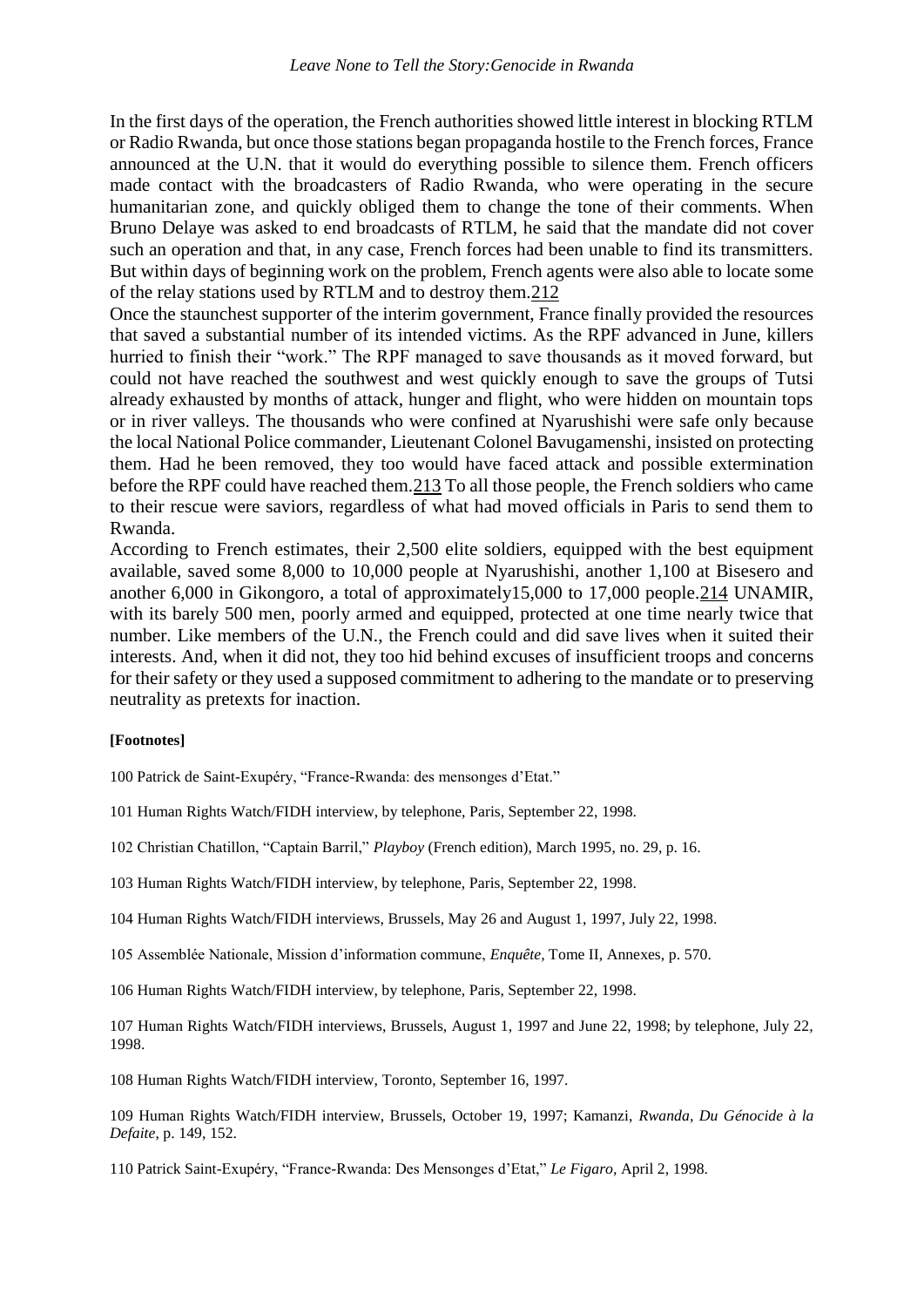In the first days of the operation, the French authorities showed little interest in blocking RTLM or Radio Rwanda, but once those stations began propaganda hostile to the French forces, France announced at the U.N. that it would do everything possible to silence them. French officers made contact with the broadcasters of Radio Rwanda, who were operating in the secure humanitarian zone, and quickly obliged them to change the tone of their comments. When Bruno Delaye was asked to end broadcasts of RTLM, he said that the mandate did not cover such an operation and that, in any case, French forces had been unable to find its transmitters. But within days of beginning work on the problem, French agents were also able to locate some of the relay stations used by RTLM and to destroy them.212

Once the staunchest supporter of the interim government, France finally provided the resources that saved a substantial number of its intended victims. As the RPF advanced in June, killers hurried to finish their "work." The RPF managed to save thousands as it moved forward, but could not have reached the southwest and west quickly enough to save the groups of Tutsi already exhausted by months of attack, hunger and flight, who were hidden on mountain tops or in river valleys. The thousands who were confined at Nyarushishi were safe only because the local National Police commander, Lieutenant Colonel Bavugamenshi, insisted on protecting them. Had he been removed, they too would have faced attack and possible extermination before the RPF could have reached them.213 To all those people, the French soldiers who came to their rescue were saviors, regardless of what had moved officials in Paris to send them to Rwanda.

According to French estimates, their 2,500 elite soldiers, equipped with the best equipment available, saved some 8,000 to 10,000 people at Nyarushishi, another 1,100 at Bisesero and another 6,000 in Gikongoro, a total of approximately15,000 to 17,000 people.214 UNAMIR, with its barely 500 men, poorly armed and equipped, protected at one time nearly twice that number. Like members of the U.N., the French could and did save lives when it suited their interests. And, when it did not, they too hid behind excuses of insufficient troops and concerns for their safety or they used a supposed commitment to adhering to the mandate or to preserving neutrality as pretexts for inaction.

**[Footnotes]**

100 Patrick de Saint-Exupéry, "France-Rwanda: des mensonges d'Etat."

101 Human Rights Watch/FIDH interview, by telephone, Paris, September 22, 1998.

102 Christian Chatillon, "Captain Barril," *Playboy* (French edition), March 1995, no. 29, p. 16.

103 Human Rights Watch/FIDH interview, by telephone, Paris, September 22, 1998.

104 Human Rights Watch/FIDH interviews, Brussels, May 26 and August 1, 1997, July 22, 1998.

105 Assemblée Nationale, Mission d'information commune, *Enquête*, Tome II, Annexes, p. 570.

106 Human Rights Watch/FIDH interview, by telephone, Paris, September 22, 1998.

107 Human Rights Watch/FIDH interviews, Brussels, August 1, 1997 and June 22, 1998; by telephone, July 22, 1998.

108 Human Rights Watch/FIDH interview, Toronto, September 16, 1997.

109 Human Rights Watch/FIDH interview, Brussels, October 19, 1997; Kamanzi, *Rwanda, Du Génocide à la Defaite*, p. 149, 152.

110 Patrick Saint-Exupéry, "France-Rwanda: Des Mensonges d'Etat," *Le Figaro*, April 2, 1998.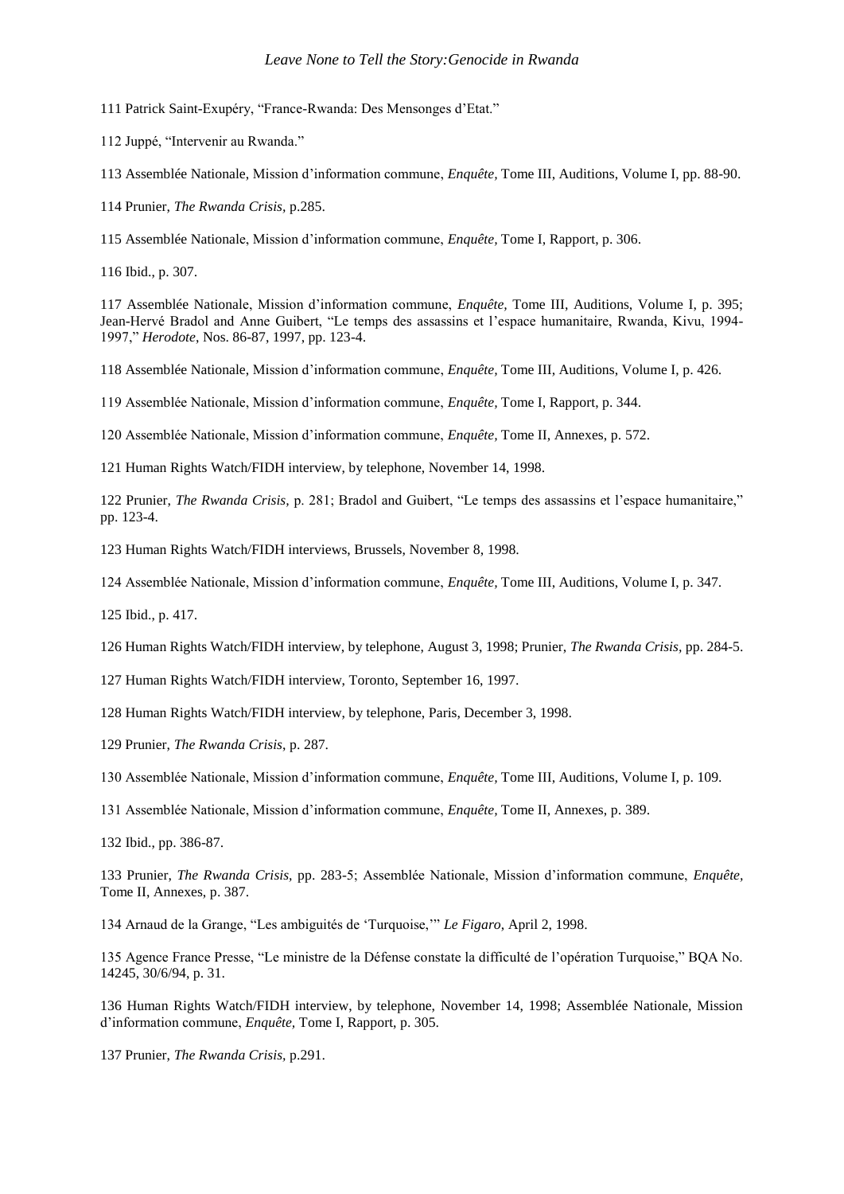111 Patrick Saint-Exupéry, "France-Rwanda: Des Mensonges d'Etat."

112 Juppé, "Intervenir au Rwanda."

113 Assemblée Nationale, Mission d'information commune, *Enquête,* Tome III, Auditions, Volume I, pp. 88-90.

114 Prunier, *The Rwanda Crisis,* p.285.

115 Assemblée Nationale, Mission d'information commune, *Enquête,* Tome I, Rapport, p. 306.

116 Ibid., p. 307.

117 Assemblée Nationale, Mission d'information commune, *Enquête,* Tome III, Auditions, Volume I, p. 395; Jean-Hervé Bradol and Anne Guibert, "Le temps des assassins et l'espace humanitaire, Rwanda, Kivu, 1994-1997," *Herodote*, Nos. 86-87, 1997, pp. 123-4.

118 Assemblée Nationale, Mission d'information commune, *Enquête,* Tome III, Auditions, Volume I, p. 426.

119 Assemblée Nationale, Mission d'information commune, *Enquête,* Tome I, Rapport, p. 344.

120 Assemblée Nationale, Mission d'information commune, *Enquête,* Tome II, Annexes, p. 572.

121 Human Rights Watch/FIDH interview, by telephone, November 14, 1998.

122 Prunier, *The Rwanda Crisis,* p. 281; Bradol and Guibert, "Le temps des assassins et l'espace humanitaire," pp. 123-4.

123 Human Rights Watch/FIDH interviews, Brussels, November 8, 1998.

124 Assemblée Nationale, Mission d'information commune, *Enquête,* Tome III, Auditions, Volume I, p. 347.

125 Ibid., p. 417.

126 Human Rights Watch/FIDH interview, by telephone, August 3, 1998; Prunier, *The Rwanda Crisis,* pp. 284-5.

127 Human Rights Watch/FIDH interview, Toronto, September 16, 1997.

128 Human Rights Watch/FIDH interview, by telephone, Paris, December 3, 1998.

129 Prunier, *The Rwanda Crisis,* p. 287.

130 Assemblée Nationale, Mission d'information commune, *Enquête,* Tome III, Auditions, Volume I, p. 109.

131 Assemblée Nationale, Mission d'information commune, *Enquête,* Tome II, Annexes, p. 389.

132 Ibid., pp. 386-87.

133 Prunier, *The Rwanda Crisis,* pp. 283-5; Assemblée Nationale, Mission d'information commune, *Enquête,* Tome II, Annexes, p. 387.

134 Arnaud de la Grange, "Les ambiguités de 'Turquoise,'" *Le Figaro*, April 2, 1998.

135 Agence France Presse, "Le ministre de la Défense constate la difficulté de l'opération Turquoise," BQA No. 14245, 30/6/94, p. 31.

136 Human Rights Watch/FIDH interview, by telephone, November 14, 1998; Assemblée Nationale, Mission d'information commune, *Enquête,* Tome I, Rapport, p. 305.

137 Prunier, *The Rwanda Crisis,* p.291.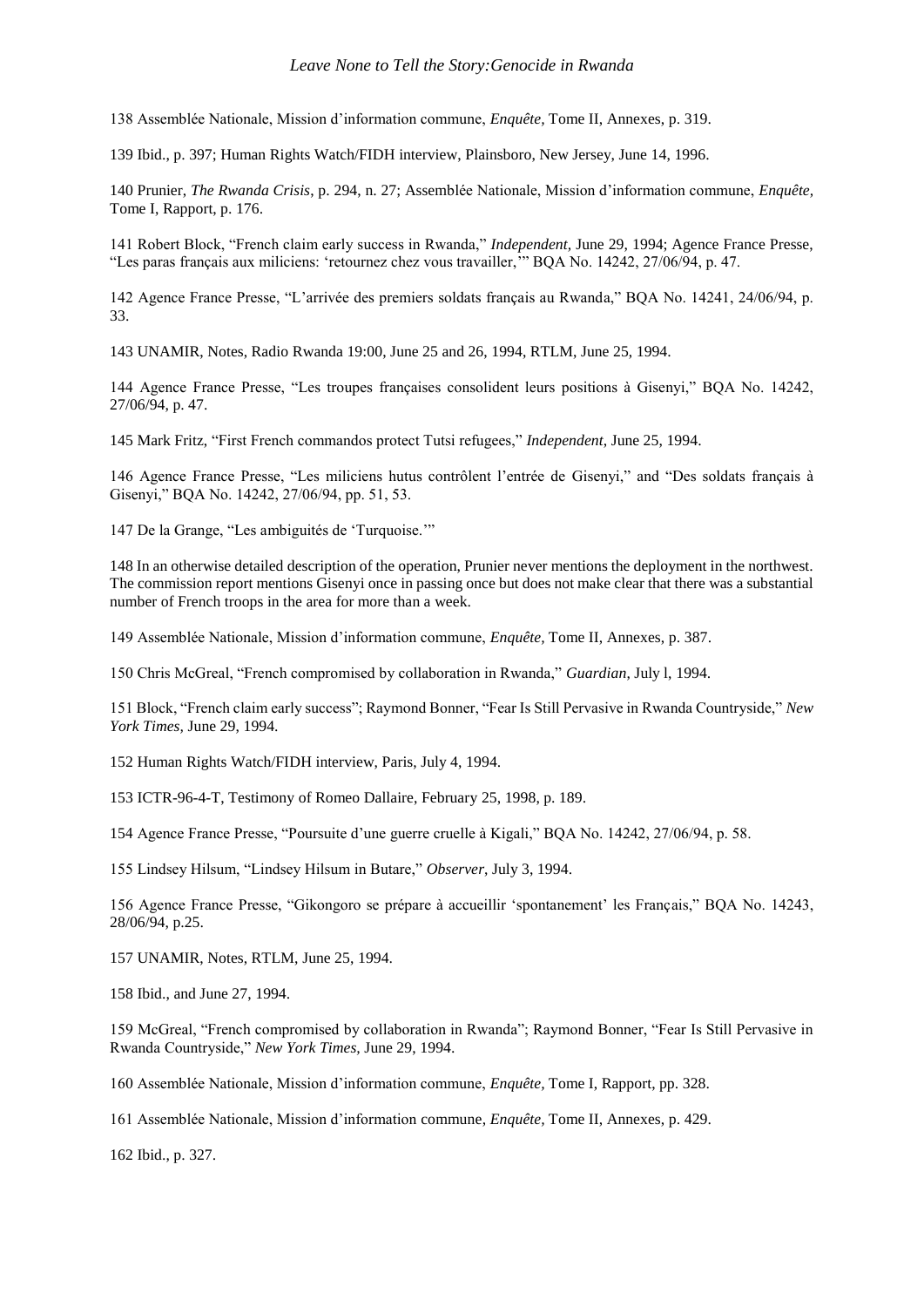138 Assemblée Nationale, Mission d'information commune, *Enquête,* Tome II, Annexes, p. 319.

139 Ibid., p. 397; Human Rights Watch/FIDH interview, Plainsboro, New Jersey, June 14, 1996.

140 Prunier, *The Rwanda Crisis*, p. 294, n. 27; Assemblée Nationale, Mission d'information commune, *Enquête,* Tome I, Rapport, p. 176.

141 Robert Block, "French claim early success in Rwanda," *Independent,* June 29, 1994; Agence France Presse, "Les paras français aux miliciens: 'retournez chez vous travailler,'" BQA No. 14242, 27/06/94, p. 47.

142 Agence France Presse, "L'arrivée des premiers soldats français au Rwanda," BQA No. 14241, 24/06/94, p. 33.

143 UNAMIR, Notes, Radio Rwanda 19:00, June 25 and 26, 1994, RTLM, June 25, 1994.

144 Agence France Presse, "Les troupes françaises consolident leurs positions à Gisenyi," BQA No. 14242, 27/06/94, p. 47.

145 Mark Fritz, "First French commandos protect Tutsi refugees," *Independent*, June 25, 1994.

146 Agence France Presse, "Les miliciens hutus contrôlent l'entrée de Gisenyi," and "Des soldats français à Gisenyi," BQA No. 14242, 27/06/94, pp. 51, 53.

147 De la Grange, "Les ambiguités de 'Turquoise.'"

148 In an otherwise detailed description of the operation, Prunier never mentions the deployment in the northwest. The commission report mentions Gisenyi once in passing once but does not make clear that there was a substantial number of French troops in the area for more than a week.

149 Assemblée Nationale, Mission d'information commune, *Enquête,* Tome II, Annexes, p. 387.

150 Chris McGreal, "French compromised by collaboration in Rwanda," *Guardian*, July l, 1994.

151 Block, "French claim early success"; Raymond Bonner, "Fear Is Still Pervasive in Rwanda Countryside," *New York Times,* June 29, 1994.

152 Human Rights Watch/FIDH interview, Paris, July 4, 1994.

153 ICTR-96-4-T, Testimony of Romeo Dallaire, February 25, 1998, p. 189.

154 Agence France Presse, "Poursuite d'une guerre cruelle à Kigali," BQA No. 14242, 27/06/94, p. 58.

155 Lindsey Hilsum, "Lindsey Hilsum in Butare," *Observer*, July 3, 1994.

156 Agence France Presse, "Gikongoro se prépare à accueillir 'spontanement' les Français," BQA No. 14243, 28/06/94, p.25.

157 UNAMIR, Notes, RTLM, June 25, 1994.

158 Ibid., and June 27, 1994.

159 McGreal, "French compromised by collaboration in Rwanda"; Raymond Bonner, "Fear Is Still Pervasive in Rwanda Countryside," *New York Times,* June 29, 1994.

160 Assemblée Nationale, Mission d'information commune, *Enquête,* Tome I, Rapport, pp. 328.

161 Assemblée Nationale, Mission d'information commune, *Enquête,* Tome II, Annexes, p. 429.

162 Ibid., p. 327.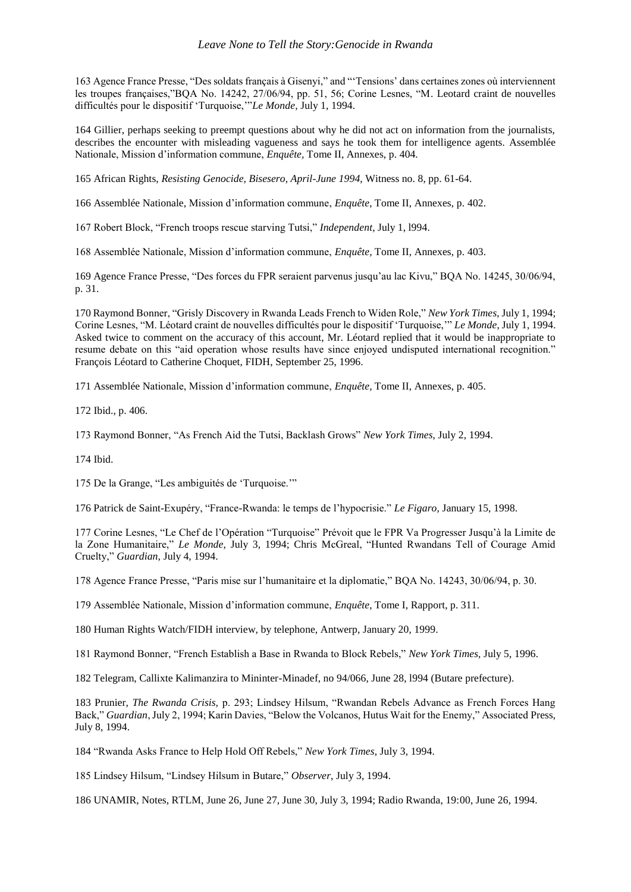163 Agence France Presse, "Des soldats français à Gisenyi," and "'Tensions' dans certaines zones où interviennent les troupes françaises,"BQA No. 14242, 27/06/94, pp. 51, 56; Corine Lesnes, "M. Leotard craint de nouvelles difficultés pour le dispositif 'Turquoise,'"*Le Monde*, July 1, 1994.

164 Gillier, perhaps seeking to preempt questions about why he did not act on information from the journalists, describes the encounter with misleading vagueness and says he took them for intelligence agents. Assemblée Nationale, Mission d'information commune, *Enquête,* Tome II, Annexes, p. 404.

165 African Rights, *Resisting Genocide, Bisesero, April-June 1994*, Witness no. 8, pp. 61-64.

166 Assemblée Nationale, Mission d'information commune, *Enquête*, Tome II, Annexes, p. 402.

167 Robert Block, "French troops rescue starving Tutsi," *Independent*, July 1, l994.

168 Assemblée Nationale, Mission d'information commune, *Enquête,* Tome II, Annexes, p. 403.

169 Agence France Presse, "Des forces du FPR seraient parvenus jusqu'au lac Kivu," BQA No. 14245, 30/06/94, p. 31.

170 Raymond Bonner, "Grisly Discovery in Rwanda Leads French to Widen Role," *New York Times,* July 1, 1994; Corine Lesnes, "M. Léotard craint de nouvelles difficultés pour le dispositif 'Turquoise,'" *Le Monde,* July 1, 1994. Asked twice to comment on the accuracy of this account, Mr. Léotard replied that it would be inappropriate to resume debate on this "aid operation whose results have since enjoyed undisputed international recognition." François Léotard to Catherine Choquet, FIDH, September 25, 1996.

171 Assemblée Nationale, Mission d'information commune, *Enquête,* Tome II, Annexes, p. 405.

172 Ibid., p. 406.

173 Raymond Bonner, "As French Aid the Tutsi, Backlash Grows" *New York Times,* July 2, 1994.

174 Ibid.

175 De la Grange, "Les ambiguités de 'Turquoise.'"

176 Patrick de Saint-Exupéry, "France-Rwanda: le temps de l'hypocrisie." *Le Figaro,* January 15, 1998.

177 Corine Lesnes, "Le Chef de l'Opération "Turquoise" Prévoit que le FPR Va Progresser Jusqu'à la Limite de la Zone Humanitaire," *Le Monde*, July 3, 1994; Chris McGreal, "Hunted Rwandans Tell of Courage Amid Cruelty," *Guardian,* July 4, 1994.

178 Agence France Presse, "Paris mise sur l'humanitaire et la diplomatie," BQA No. 14243, 30/06/94, p. 30.

179 Assemblée Nationale, Mission d'information commune, *Enquête,* Tome I, Rapport, p. 311.

180 Human Rights Watch/FIDH interview, by telephone, Antwerp, January 20, 1999.

181 Raymond Bonner, "French Establish a Base in Rwanda to Block Rebels," *New York Times*, July 5, 1996.

182 Telegram, Callixte Kalimanzira to Mininter-Minadef, no 94/066, June 28, l994 (Butare prefecture).

183 Prunier, *The Rwanda Crisis,* p. 293; Lindsey Hilsum, "Rwandan Rebels Advance as French Forces Hang Back," *Guardian*, July 2, 1994; Karin Davies, "Below the Volcanos, Hutus Wait for the Enemy," Associated Press, July 8, 1994.

184 "Rwanda Asks France to Help Hold Off Rebels," *New York Times,* July 3, 1994.

185 Lindsey Hilsum, "Lindsey Hilsum in Butare," *Observer,* July 3, 1994.

186 UNAMIR, Notes, RTLM, June 26, June 27, June 30, July 3, 1994; Radio Rwanda, 19:00, June 26, 1994.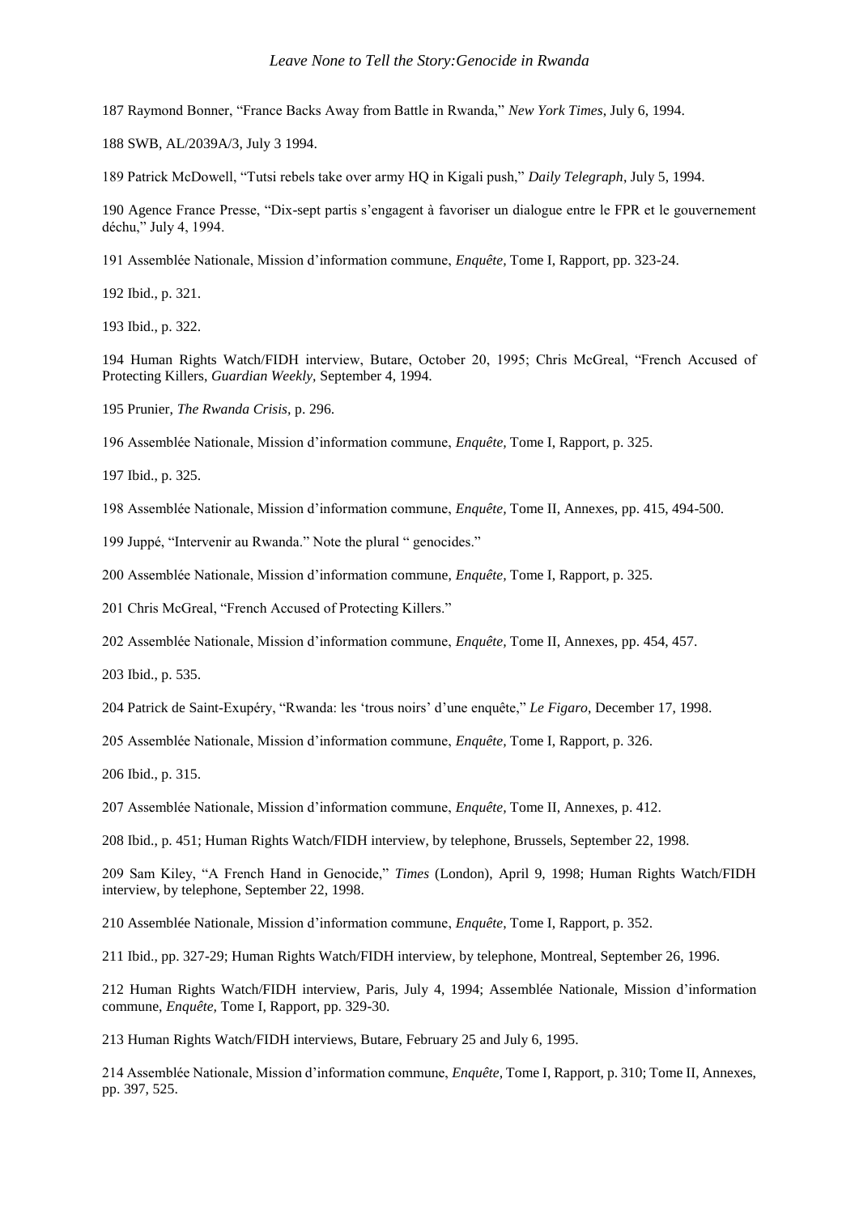187 Raymond Bonner, "France Backs Away from Battle in Rwanda," *New York Times*, July 6, 1994.

188 SWB, AL/2039A/3, July 3 1994.

189 Patrick McDowell, "Tutsi rebels take over army HQ in Kigali push," *Daily Telegraph*, July 5, 1994.

190 Agence France Presse, "Dix-sept partis s'engagent à favoriser un dialogue entre le FPR et le gouvernement déchu," July 4, 1994.

191 Assemblée Nationale, Mission d'information commune, *Enquête*, Tome I, Rapport, pp. 323-24.

192 Ibid., p. 321.

193 Ibid., p. 322.

194 Human Rights Watch/FIDH interview, Butare, October 20, 1995; Chris McGreal, "French Accused of Protecting Killers, *Guardian Weekly*, September 4, 1994.

195 Prunier, *The Rwanda Crisis*, p. 296.

196 Assemblée Nationale, Mission d'information commune, *Enquête*, Tome I, Rapport, p. 325.

197 Ibid., p. 325.

198 Assemblée Nationale, Mission d'information commune, *Enquête*, Tome II, Annexes, pp. 415, 494-500.

199 Juppé, "Intervenir au Rwanda." Note the plural " genocides."

200 Assemblée Nationale, Mission d'information commune, *Enquête*, Tome I, Rapport, p. 325.

201 Chris McGreal, "French Accused of Protecting Killers."

202 Assemblée Nationale, Mission d'information commune, *Enquête*, Tome II, Annexes, pp. 454, 457.

203 Ibid., p. 535.

204 Patrick de Saint-Exupéry, "Rwanda: les 'trous noirs' d'une enquête," *Le Figaro*, December 17, 1998.

205 Assemblée Nationale, Mission d'information commune, *Enquête*, Tome I, Rapport, p. 326.

206 Ibid., p. 315.

207 Assemblée Nationale, Mission d'information commune, *Enquête*, Tome II, Annexes, p. 412.

208 Ibid., p. 451; Human Rights Watch/FIDH interview, by telephone, Brussels, September 22, 1998.

209 Sam Kiley, "A French Hand in Genocide," *Times* (London), April 9, 1998; Human Rights Watch/FIDH interview, by telephone, September 22, 1998.

210 Assemblée Nationale, Mission d'information commune, *Enquête*, Tome I, Rapport, p. 352.

211 Ibid., pp. 327-29; Human Rights Watch/FIDH interview, by telephone, Montreal, September 26, 1996.

212 Human Rights Watch/FIDH interview, Paris, July 4, 1994; Assemblée Nationale, Mission d'information commune, *Enquête*, Tome I, Rapport, pp. 329-30.

213 Human Rights Watch/FIDH interviews, Butare, February 25 and July 6, 1995.

214 Assemblée Nationale, Mission d'information commune, *Enquête*, Tome I, Rapport, p. 310; Tome II, Annexes, pp. 397, 525.